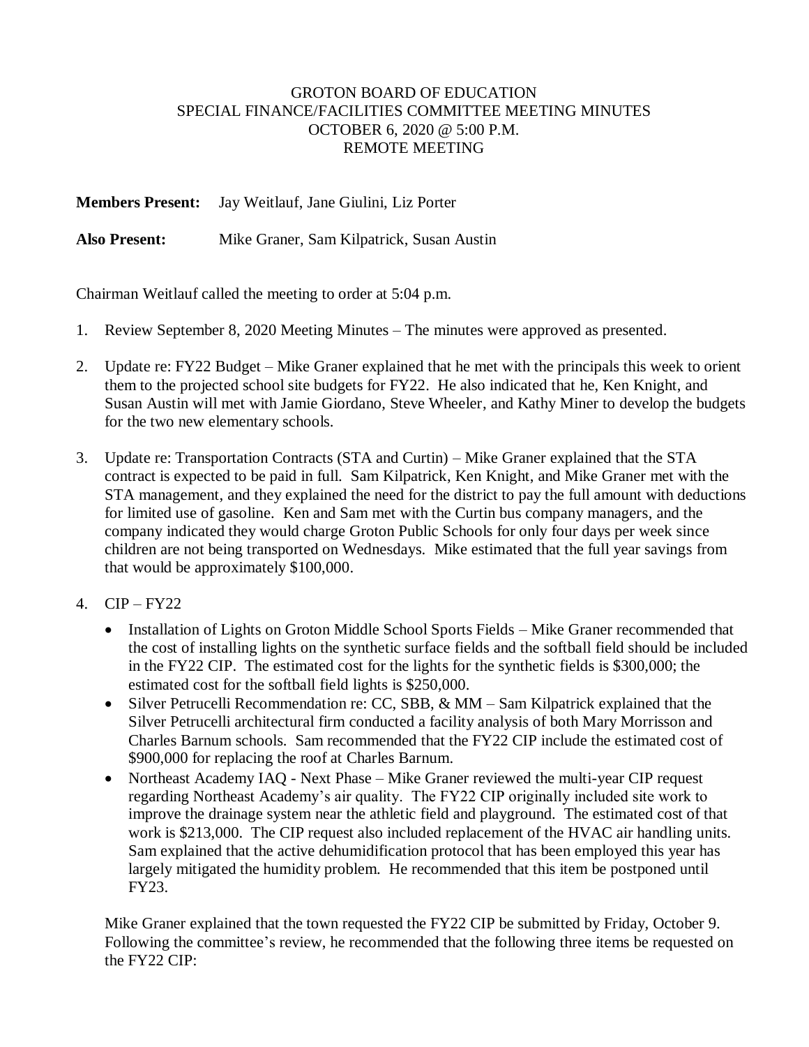# GROTON BOARD OF EDUCATION
## SPECIAL FINANCE/FACILITIES COMMITTEE MEETING MINUTES
### OCTOBER 6, 2020 @ 5:00 P.M.
### REMOTE MEETING

**Members Present:** Jay Weitlauf, Jane Giulini, Liz Porter

**Also Present:** Mike Graner, Sam Kilpatrick, Susan Austin

Chairman Weitlauf called the meeting to order at 5:04 p.m.

1. Review September 8, 2020 Meeting Minutes – The minutes were approved as presented.

2. Update re: FY22 Budget – Mike Graner explained that he met with the principals this week to orient them to the projected school site budgets for FY22. He also indicated that he, Ken Knight, and Susan Austin will met with Jamie Giordano, Steve Wheeler, and Kathy Miner to develop the budgets for the two new elementary schools.

3. Update re: Transportation Contracts (STA and Curtin) – Mike Graner explained that the STA contract is expected to be paid in full. Sam Kilpatrick, Ken Knight, and Mike Graner met with the STA management, and they explained the need for the district to pay the full amount with deductions for limited use of gasoline. Ken and Sam met with the Curtin bus company managers, and the company indicated they would charge Groton Public Schools for only four days per week since children are not being transported on Wednesdays. Mike estimated that the full year savings from that would be approximately $100,000.

4. CIP – FY22
   - Installation of Lights on Groton Middle School Sports Fields – Mike Graner recommended that the cost of installing lights on the synthetic surface fields and the softball field should be included in the FY22 CIP. The estimated cost for the lights for the synthetic fields is $300,000; the estimated cost for the softball field lights is $250,000.
   - Silver Petrucelli Recommendation re: CC, SBB, & MM – Sam Kilpatrick explained that the Silver Petrucelli architectural firm conducted a facility analysis of both Mary Morrisson and Charles Barnum schools. Sam recommended that the FY22 CIP include the estimated cost of $900,000 for replacing the roof at Charles Barnum.
   - Northeast Academy IAQ - Next Phase – Mike Graner reviewed the multi-year CIP request regarding Northeast Academy's air quality. The FY22 CIP originally included site work to improve the drainage system near the athletic field and playground. The estimated cost of that work is $213,000. The CIP request also included replacement of the HVAC air handling units. Sam explained that the active dehumidification protocol that has been employed this year has largely mitigated the humidity problem. He recommended that this item be postponed until FY23.

   Mike Graner explained that the town requested the FY22 CIP be submitted by Friday, October 9. Following the committee's review, he recommended that the following three items be requested on the FY22 CIP: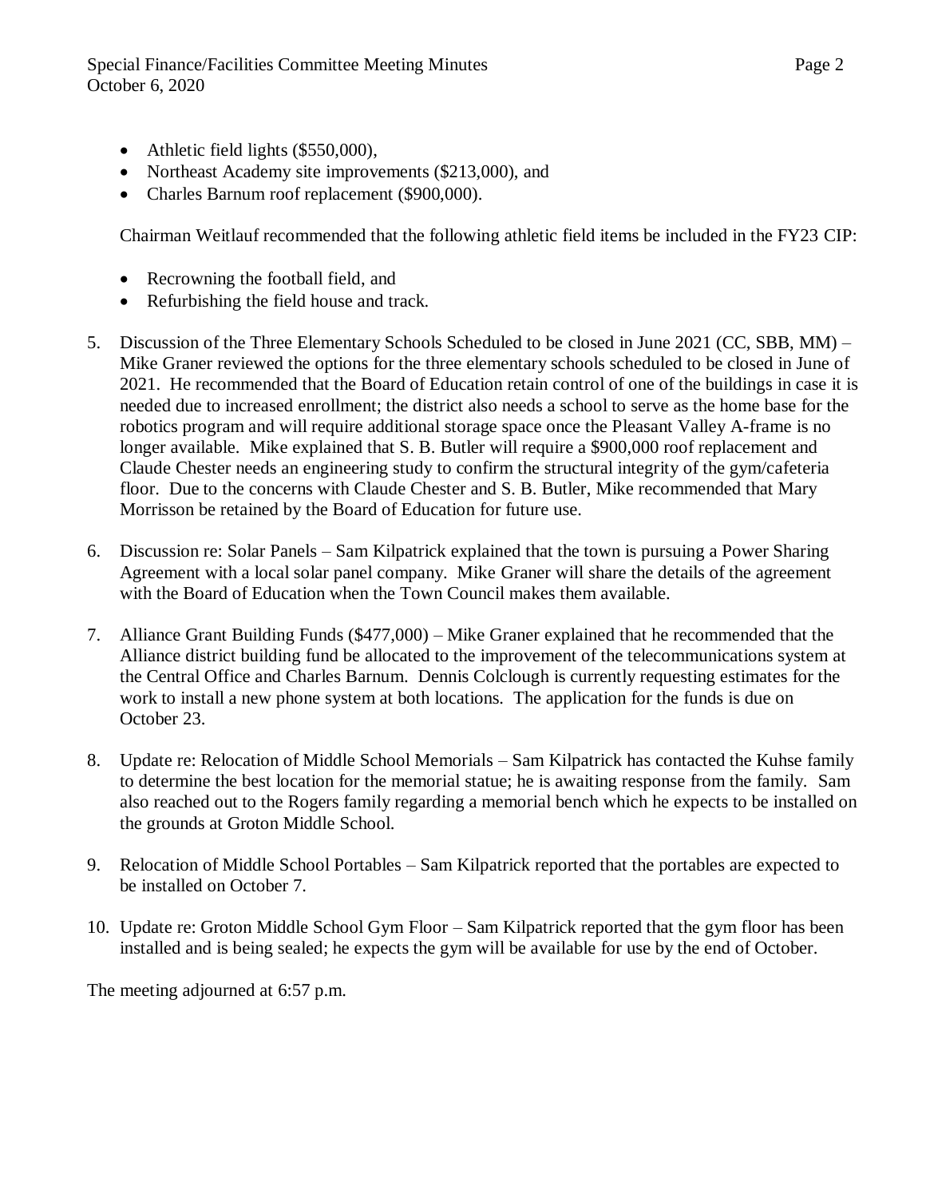- Athletic field lights ($550,000),
- Northeast Academy site improvements ($213,000), and
- Charles Barnum roof replacement ($900,000).

Chairman Weitlauf recommended that the following athletic field items be included in the FY23 CIP:

- Recrowning the football field, and
- Refurbishing the field house and track.

5. Discussion of the Three Elementary Schools Scheduled to be closed in June 2021 (CC, SBB, MM) – Mike Graner reviewed the options for the three elementary schools scheduled to be closed in June of 2021. He recommended that the Board of Education retain control of one of the buildings in case it is needed due to increased enrollment; the district also needs a school to serve as the home base for the robotics program and will require additional storage space once the Pleasant Valley A-frame is no longer available. Mike explained that S. B. Butler will require a $900,000 roof replacement and Claude Chester needs an engineering study to confirm the structural integrity of the gym/cafeteria floor. Due to the concerns with Claude Chester and S. B. Butler, Mike recommended that Mary Morrisson be retained by the Board of Education for future use.

6. Discussion re: Solar Panels – Sam Kilpatrick explained that the town is pursuing a Power Sharing Agreement with a local solar panel company. Mike Graner will share the details of the agreement with the Board of Education when the Town Council makes them available.

7. Alliance Grant Building Funds ($477,000) – Mike Graner explained that he recommended that the Alliance district building fund be allocated to the improvement of the telecommunications system at the Central Office and Charles Barnum. Dennis Colclough is currently requesting estimates for the work to install a new phone system at both locations. The application for the funds is due on October 23.

8. Update re: Relocation of Middle School Memorials – Sam Kilpatrick has contacted the Kuhse family to determine the best location for the memorial statue; he is awaiting response from the family. Sam also reached out to the Rogers family regarding a memorial bench which he expects to be installed on the grounds at Groton Middle School.

9. Relocation of Middle School Portables – Sam Kilpatrick reported that the portables are expected to be installed on October 7.

10. Update re: Groton Middle School Gym Floor – Sam Kilpatrick reported that the gym floor has been installed and is being sealed; he expects the gym will be available for use by the end of October.

The meeting adjourned at 6:57 p.m.